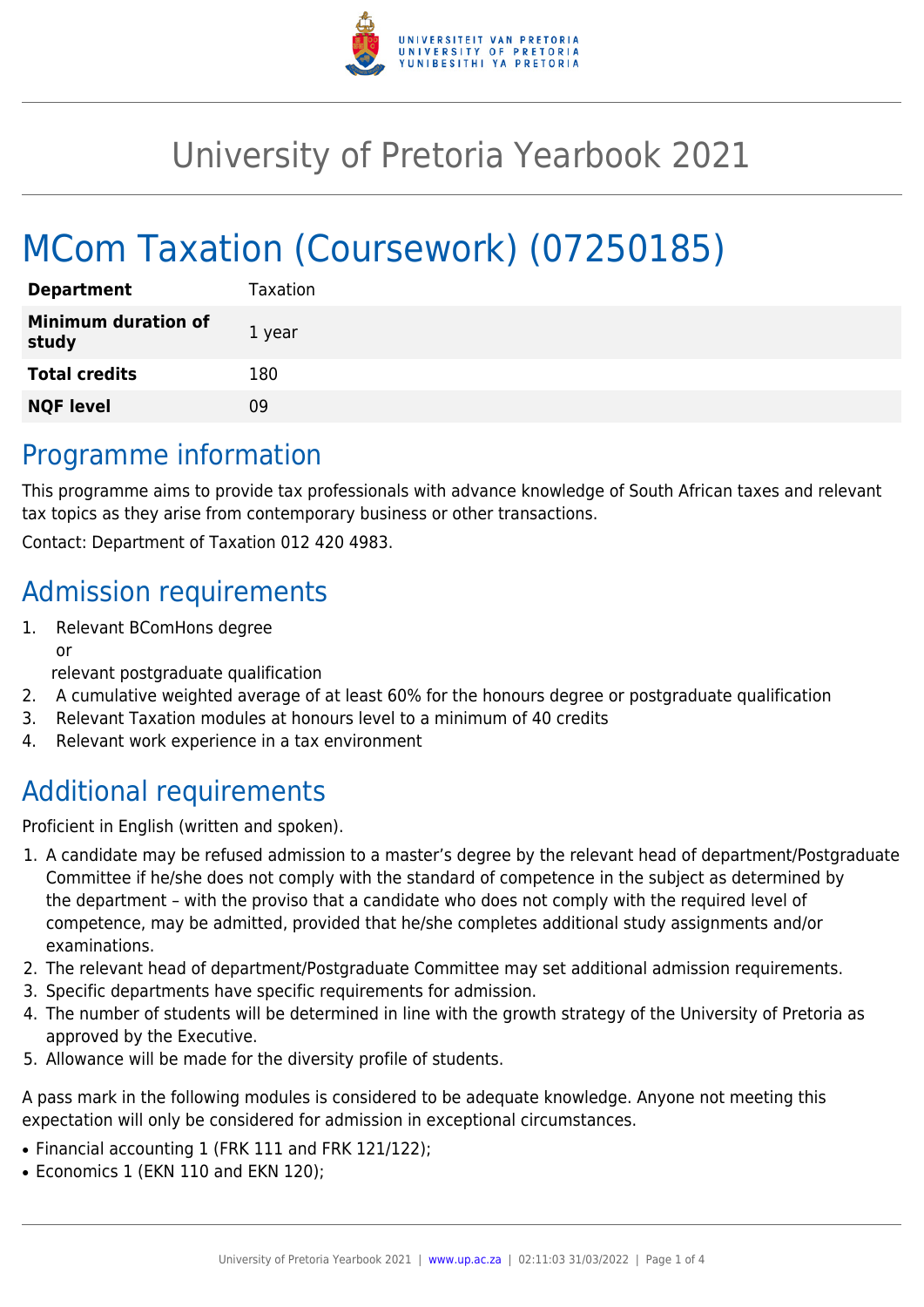# University of Pretoria Yearbook 2021

# MCom Taxation (Coursework) (07250185)

| | |
|---|---|
| **Department** | Taxation |
| **Minimum duration of study** | 1 year |
| **Total credits** | 180 |
| **NQF level** | 09 |

## Programme information

This programme aims to provide tax professionals with advance knowledge of South African taxes and relevant tax topics as they arise from contemporary business or other transactions.

Contact: Department of Taxation 012 420 4983.

## Admission requirements

1. Relevant BComHons degree
   or
   relevant postgraduate qualification
2. A cumulative weighted average of at least 60% for the honours degree or postgraduate qualification
3. Relevant Taxation modules at honours level to a minimum of 40 credits
4. Relevant work experience in a tax environment

## Additional requirements

Proficient in English (written and spoken).

1. A candidate may be refused admission to a master's degree by the relevant head of department/Postgraduate Committee if he/she does not comply with the standard of competence in the subject as determined by the department – with the proviso that a candidate who does not comply with the required level of competence, may be admitted, provided that he/she completes additional study assignments and/or examinations.
2. The relevant head of department/Postgraduate Committee may set additional admission requirements.
3. Specific departments have specific requirements for admission.
4. The number of students will be determined in line with the growth strategy of the University of Pretoria as approved by the Executive.
5. Allowance will be made for the diversity profile of students.

A pass mark in the following modules is considered to be adequate knowledge. Anyone not meeting this expectation will only be considered for admission in exceptional circumstances.

- Financial accounting 1 (FRK 111 and FRK 121/122);
- Economics 1 (EKN 110 and EKN 120);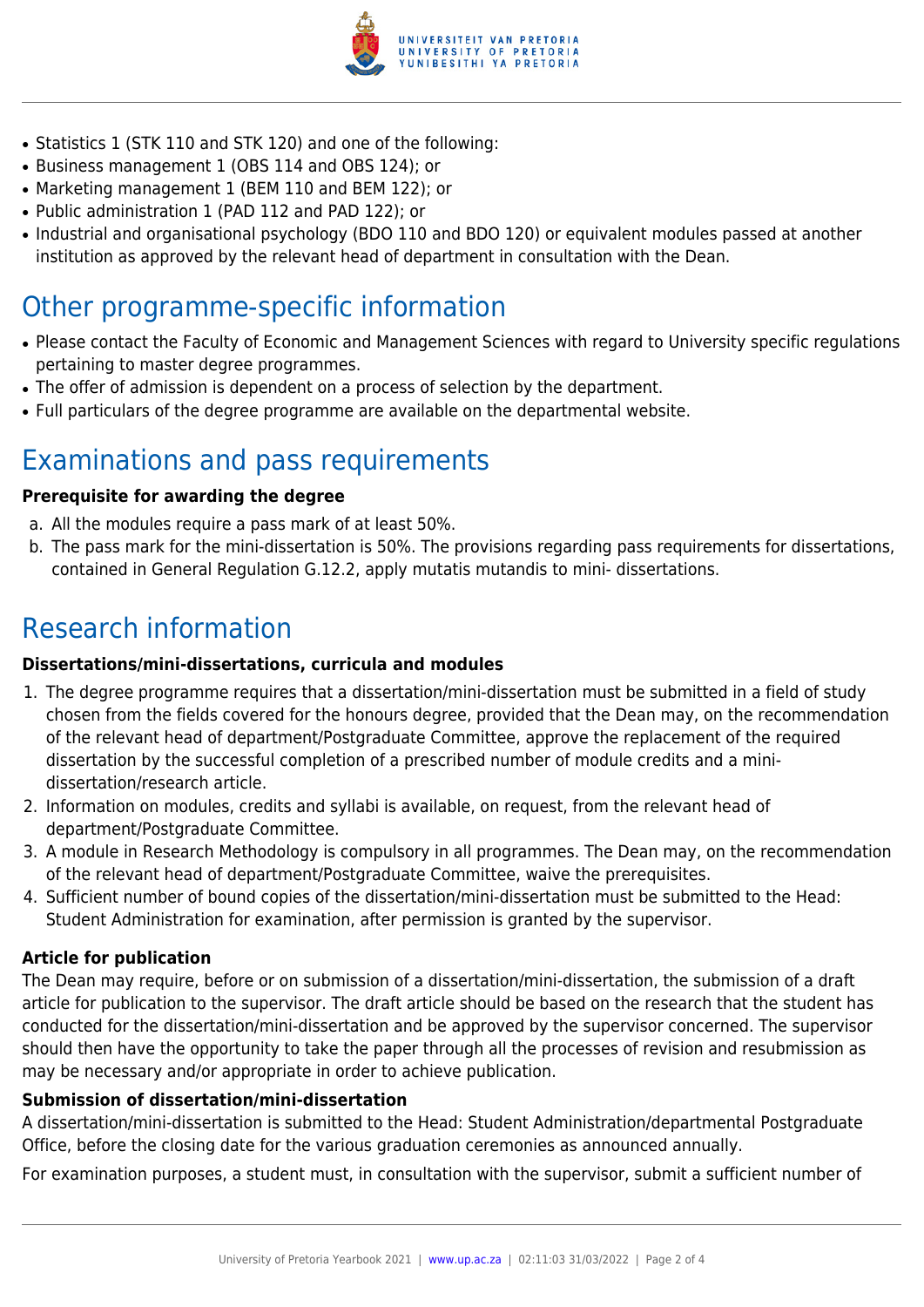- Statistics 1 (STK 110 and STK 120) and one of the following:
- Business management 1 (OBS 114 and OBS 124); or
- Marketing management 1 (BEM 110 and BEM 122); or
- Public administration 1 (PAD 112 and PAD 122); or
- Industrial and organisational psychology (BDO 110 and BDO 120) or equivalent modules passed at another institution as approved by the relevant head of department in consultation with the Dean.

# Other programme-specific information

- Please contact the Faculty of Economic and Management Sciences with regard to University specific regulations pertaining to master degree programmes.
- The offer of admission is dependent on a process of selection by the department.
- Full particulars of the degree programme are available on the departmental website.

# Examinations and pass requirements

**Prerequisite for awarding the degree**

a. All the modules require a pass mark of at least 50%.
b. The pass mark for the mini-dissertation is 50%. The provisions regarding pass requirements for dissertations, contained in General Regulation G.12.2, apply mutatis mutandis to mini- dissertations.

# Research information

**Dissertations/mini-dissertations, curricula and modules**

1. The degree programme requires that a dissertation/mini-dissertation must be submitted in a field of study chosen from the fields covered for the honours degree, provided that the Dean may, on the recommendation of the relevant head of department/Postgraduate Committee, approve the replacement of the required dissertation by the successful completion of a prescribed number of module credits and a mini-dissertation/research article.
2. Information on modules, credits and syllabi is available, on request, from the relevant head of department/Postgraduate Committee.
3. A module in Research Methodology is compulsory in all programmes. The Dean may, on the recommendation of the relevant head of department/Postgraduate Committee, waive the prerequisites.
4. Sufficient number of bound copies of the dissertation/mini-dissertation must be submitted to the Head: Student Administration for examination, after permission is granted by the supervisor.

**Article for publication**

The Dean may require, before or on submission of a dissertation/mini-dissertation, the submission of a draft article for publication to the supervisor. The draft article should be based on the research that the student has conducted for the dissertation/mini-dissertation and be approved by the supervisor concerned. The supervisor should then have the opportunity to take the paper through all the processes of revision and resubmission as may be necessary and/or appropriate in order to achieve publication.

**Submission of dissertation/mini-dissertation**

A dissertation/mini-dissertation is submitted to the Head: Student Administration/departmental Postgraduate Office, before the closing date for the various graduation ceremonies as announced annually.

For examination purposes, a student must, in consultation with the supervisor, submit a sufficient number of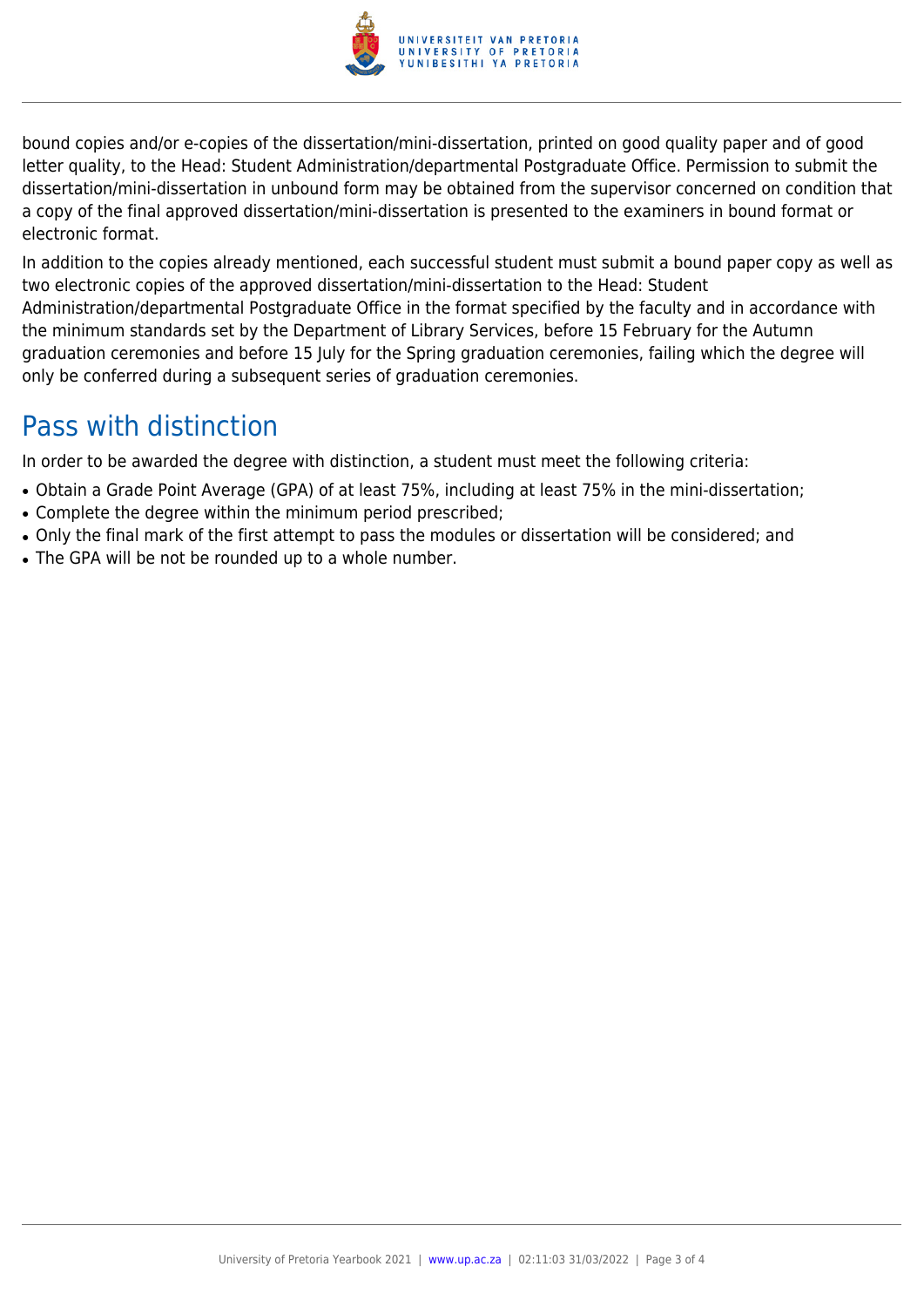bound copies and/or e-copies of the dissertation/mini-dissertation, printed on good quality paper and of good letter quality, to the Head: Student Administration/departmental Postgraduate Office. Permission to submit the dissertation/mini-dissertation in unbound form may be obtained from the supervisor concerned on condition that a copy of the final approved dissertation/mini-dissertation is presented to the examiners in bound format or electronic format.

In addition to the copies already mentioned, each successful student must submit a bound paper copy as well as two electronic copies of the approved dissertation/mini-dissertation to the Head: Student Administration/departmental Postgraduate Office in the format specified by the faculty and in accordance with the minimum standards set by the Department of Library Services, before 15 February for the Autumn graduation ceremonies and before 15 July for the Spring graduation ceremonies, failing which the degree will only be conferred during a subsequent series of graduation ceremonies.

## Pass with distinction

In order to be awarded the degree with distinction, a student must meet the following criteria:

- Obtain a Grade Point Average (GPA) of at least 75%, including at least 75% in the mini-dissertation;
- Complete the degree within the minimum period prescribed;
- Only the final mark of the first attempt to pass the modules or dissertation will be considered; and
- The GPA will be not be rounded up to a whole number.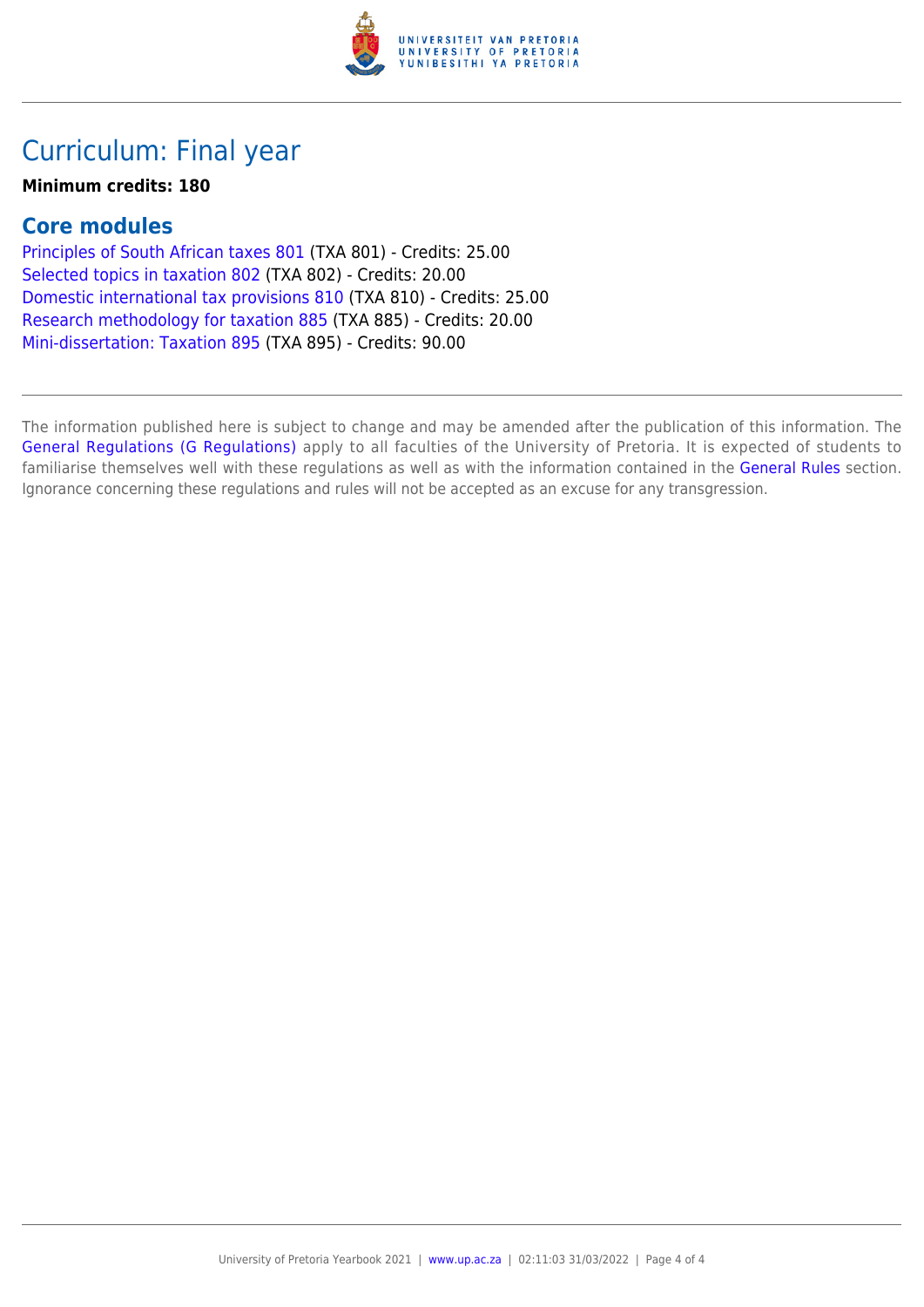## Curriculum: Final year

**Minimum credits: 180**

### Core modules

Principles of South African taxes 801 (TXA 801) - Credits: 25.00
Selected topics in taxation 802 (TXA 802) - Credits: 20.00
Domestic international tax provisions 810 (TXA 810) - Credits: 25.00
Research methodology for taxation 885 (TXA 885) - Credits: 20.00
Mini-dissertation: Taxation 895 (TXA 895) - Credits: 90.00

The information published here is subject to change and may be amended after the publication of this information. The General Regulations (G Regulations) apply to all faculties of the University of Pretoria. It is expected of students to familiarise themselves well with these regulations as well as with the information contained in the General Rules section. Ignorance concerning these regulations and rules will not be accepted as an excuse for any transgression.